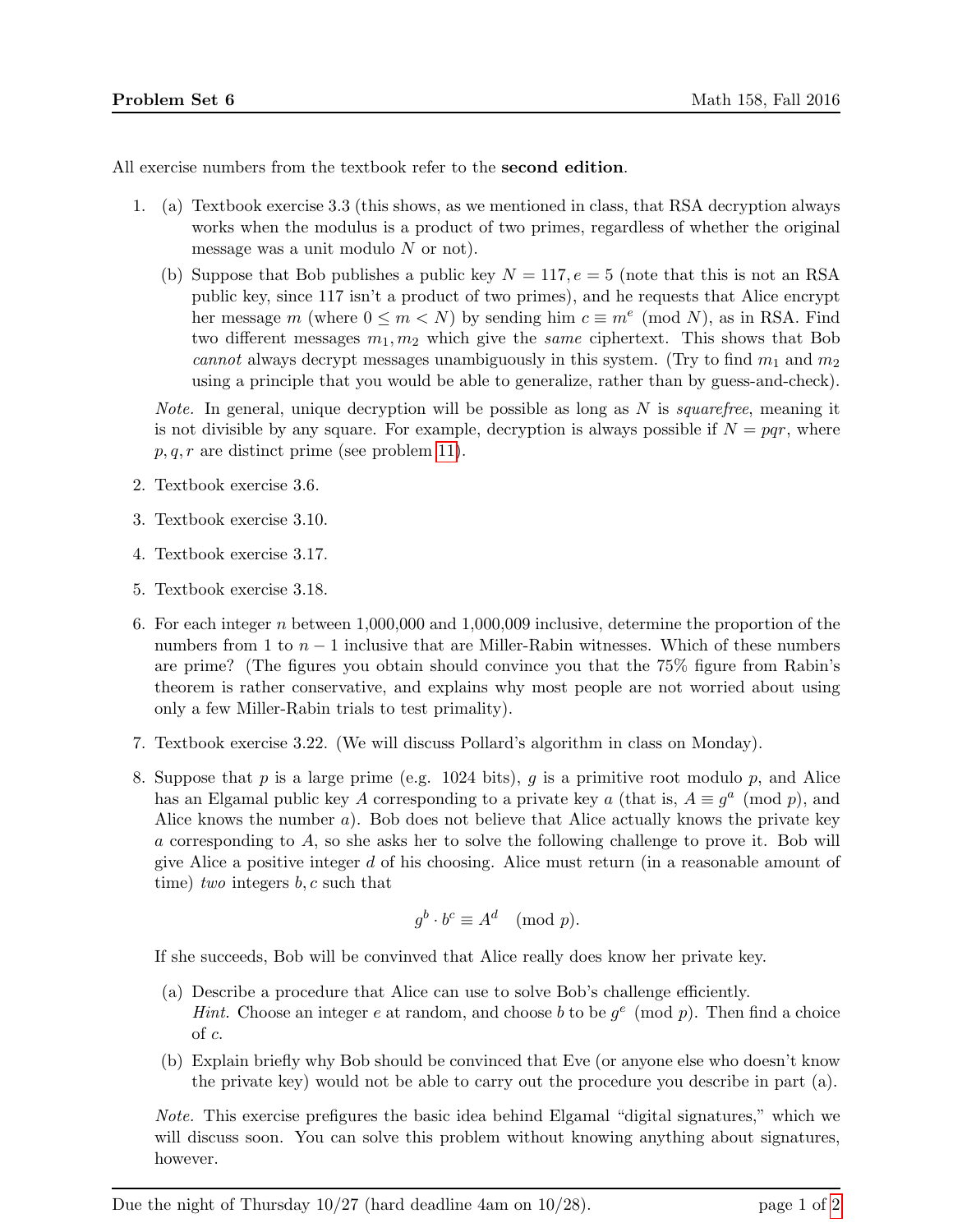**Problem Set 6** — Math 158, Fall 2016

All exercise numbers from the textbook refer to the **second edition**.

1. (a) Textbook exercise 3.3 (this shows, as we mentioned in class, that RSA decryption always works when the modulus is a product of two primes, regardless of whether the original message was a unit modulo $N$ or not).

   (b) Suppose that Bob publishes a public key $N = 117, e = 5$ (note that this is not an RSA public key, since 117 isn't a product of two primes), and he requests that Alice encrypt her message $m$ (where $0 \le m < N$) by sending him $c \equiv m^e \pmod{N}$, as in RSA. Find two different messages $m_1, m_2$ which give the *same* ciphertext. This shows that Bob *cannot* always decrypt messages unambiguously in this system. (Try to find $m_1$ and $m_2$ using a principle that you would be able to generalize, rather than by guess-and-check).

   *Note.* In general, unique decryption will be possible as long as $N$ is *squarefree*, meaning it is not divisible by any square. For example, decryption is always possible if $N = pqr$, where $p, q, r$ are distinct prime (see problem 11).

2. Textbook exercise 3.6.

3. Textbook exercise 3.10.

4. Textbook exercise 3.17.

5. Textbook exercise 3.18.

6. For each integer $n$ between 1,000,000 and 1,000,009 inclusive, determine the proportion of the numbers from 1 to $n-1$ inclusive that are Miller-Rabin witnesses. Which of these numbers are prime? (The figures you obtain should convince you that the 75% figure from Rabin's theorem is rather conservative, and explains why most people are not worried about using only a few Miller-Rabin trials to test primality).

7. Textbook exercise 3.22. (We will discuss Pollard's algorithm in class on Monday).

8. Suppose that $p$ is a large prime (e.g. 1024 bits), $g$ is a primitive root modulo $p$, and Alice has an Elgamal public key $A$ corresponding to a private key $a$ (that is, $A \equiv g^a \pmod{p}$, and Alice knows the number $a$). Bob does not believe that Alice actually knows the private key $a$ corresponding to $A$, so she asks her to solve the following challenge to prove it. Bob will give Alice a positive integer $d$ of his choosing. Alice must return (in a reasonable amount of time) *two* integers $b, c$ such that

$$g^b \cdot b^c \equiv A^d \pmod{p}.$$

   If she succeeds, Bob will be convinved that Alice really does know her private key.

   (a) Describe a procedure that Alice can use to solve Bob's challenge efficiently.
   *Hint.* Choose an integer $e$ at random, and choose $b$ to be $g^e \pmod{p}$. Then find a choice of $c$.

   (b) Explain briefly why Bob should be convinced that Eve (or anyone else who doesn't know the private key) would not be able to carry out the procedure you describe in part (a).

   *Note.* This exercise prefigures the basic idea behind Elgamal "digital signatures," which we will discuss soon. You can solve this problem without knowing anything about signatures, however.

Due the night of Thursday 10/27 (hard deadline 4am on 10/28).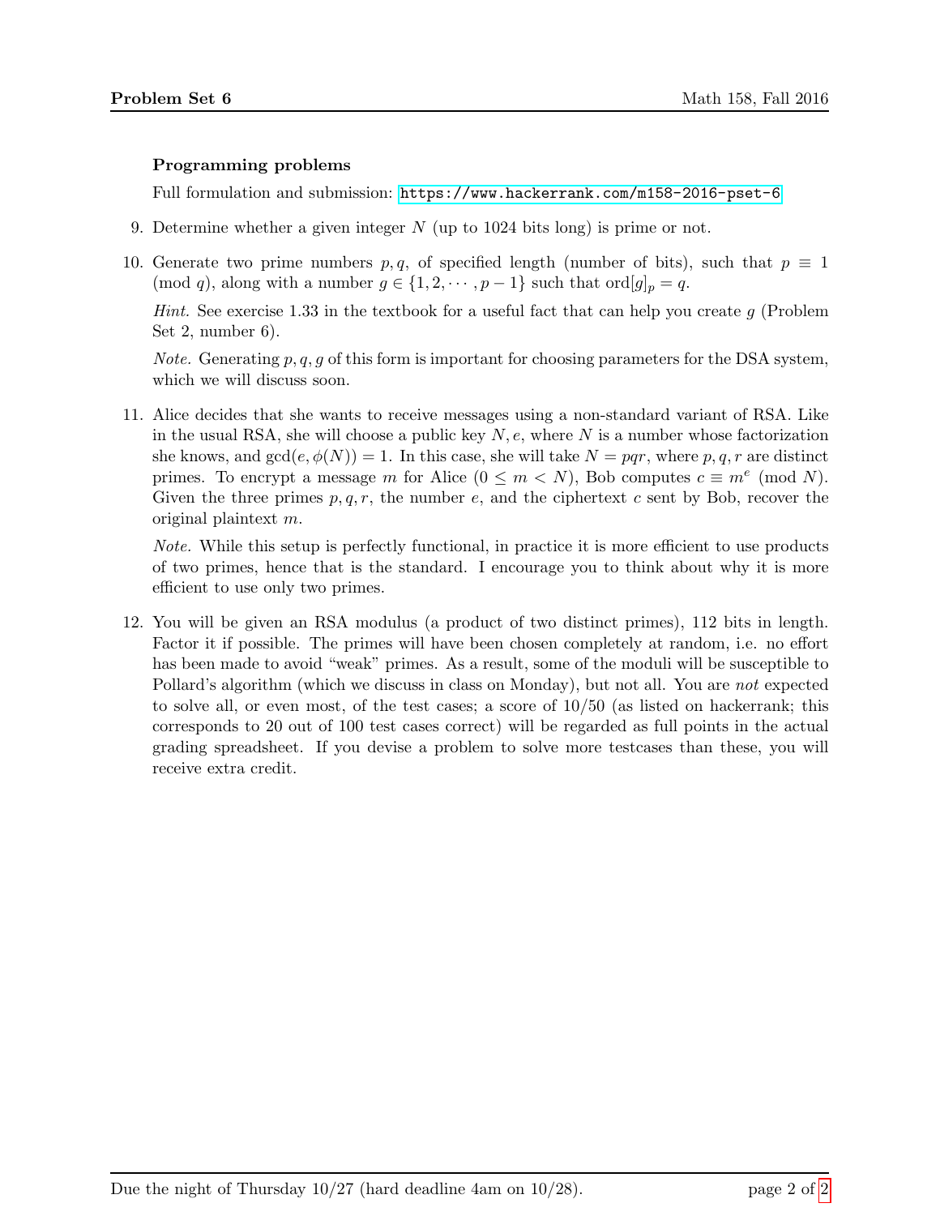**Programming problems**

Full formulation and submission: https://www.hackerrank.com/m158-2016-pset-6

9. Determine whether a given integer $N$ (up to 1024 bits long) is prime or not.

10. Generate two prime numbers $p, q$, of specified length (number of bits), such that $p \equiv 1 \pmod{q}$, along with a number $g \in \{1, 2, \cdots, p-1\}$ such that $\text{ord}[g]_p = q$.

    *Hint.* See exercise 1.33 in the textbook for a useful fact that can help you create $g$ (Problem Set 2, number 6).

    *Note.* Generating $p, q, g$ of this form is important for choosing parameters for the DSA system, which we will discuss soon.

11. Alice decides that she wants to receive messages using a non-standard variant of RSA. Like in the usual RSA, she will choose a public key $N, e$, where $N$ is a number whose factorization she knows, and $\gcd(e, \phi(N)) = 1$. In this case, she will take $N = pqr$, where $p, q, r$ are distinct primes. To encrypt a message $m$ for Alice ($0 \leq m < N$), Bob computes $c \equiv m^e \pmod{N}$. Given the three primes $p, q, r$, the number $e$, and the ciphertext $c$ sent by Bob, recover the original plaintext $m$.

    *Note.* While this setup is perfectly functional, in practice it is more efficient to use products of two primes, hence that is the standard. I encourage you to think about why it is more efficient to use only two primes.

12. You will be given an RSA modulus (a product of two distinct primes), 112 bits in length. Factor it if possible. The primes will have been chosen completely at random, i.e. no effort has been made to avoid "weak" primes. As a result, some of the moduli will be susceptible to Pollard's algorithm (which we discuss in class on Monday), but not all. You are *not* expected to solve all, or even most, of the test cases; a score of 10/50 (as listed on hackerrank; this corresponds to 20 out of 100 test cases correct) will be regarded as full points in the actual grading spreadsheet. If you devise a problem to solve more testcases than these, you will receive extra credit.

Due the night of Thursday 10/27 (hard deadline 4am on 10/28).